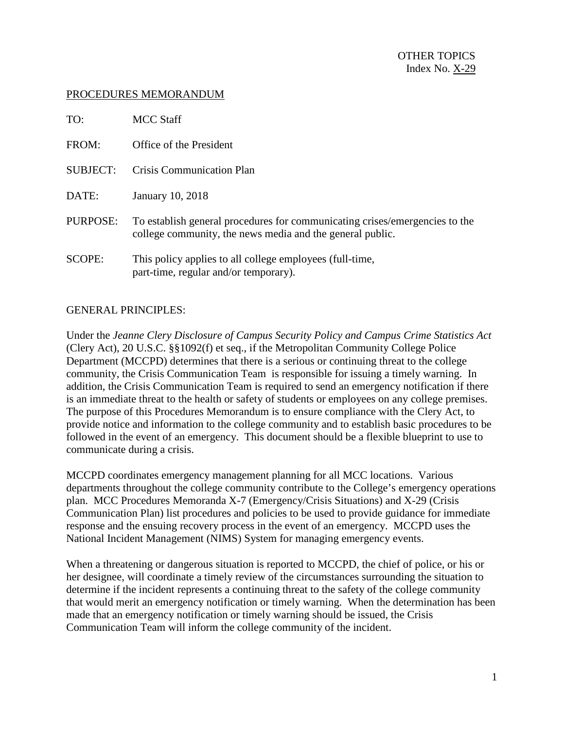OTHER TOPICS
Index No. X-29

PROCEDURES MEMORANDUM

| | |
|---|---|
| TO: | MCC Staff |
| FROM: | Office of the President |
| SUBJECT: | Crisis Communication Plan |
| DATE: | January 10, 2018 |
| PURPOSE: | To establish general procedures for communicating crises/emergencies to the college community, the news media and the general public. |
| SCOPE: | This policy applies to all college employees (full-time, part-time, regular and/or temporary). |

GENERAL PRINCIPLES:

Under the *Jeanne Clery Disclosure of Campus Security Policy and Campus Crime Statistics Act* (Clery Act), 20 U.S.C. §§1092(f) et seq., if the Metropolitan Community College Police Department (MCCPD) determines that there is a serious or continuing threat to the college community, the Crisis Communication Team is responsible for issuing a timely warning. In addition, the Crisis Communication Team is required to send an emergency notification if there is an immediate threat to the health or safety of students or employees on any college premises. The purpose of this Procedures Memorandum is to ensure compliance with the Clery Act, to provide notice and information to the college community and to establish basic procedures to be followed in the event of an emergency. This document should be a flexible blueprint to use to communicate during a crisis.

MCCPD coordinates emergency management planning for all MCC locations. Various departments throughout the college community contribute to the College's emergency operations plan. MCC Procedures Memoranda X-7 (Emergency/Crisis Situations) and X-29 (Crisis Communication Plan) list procedures and policies to be used to provide guidance for immediate response and the ensuing recovery process in the event of an emergency. MCCPD uses the National Incident Management (NIMS) System for managing emergency events.

When a threatening or dangerous situation is reported to MCCPD, the chief of police, or his or her designee, will coordinate a timely review of the circumstances surrounding the situation to determine if the incident represents a continuing threat to the safety of the college community that would merit an emergency notification or timely warning. When the determination has been made that an emergency notification or timely warning should be issued, the Crisis Communication Team will inform the college community of the incident.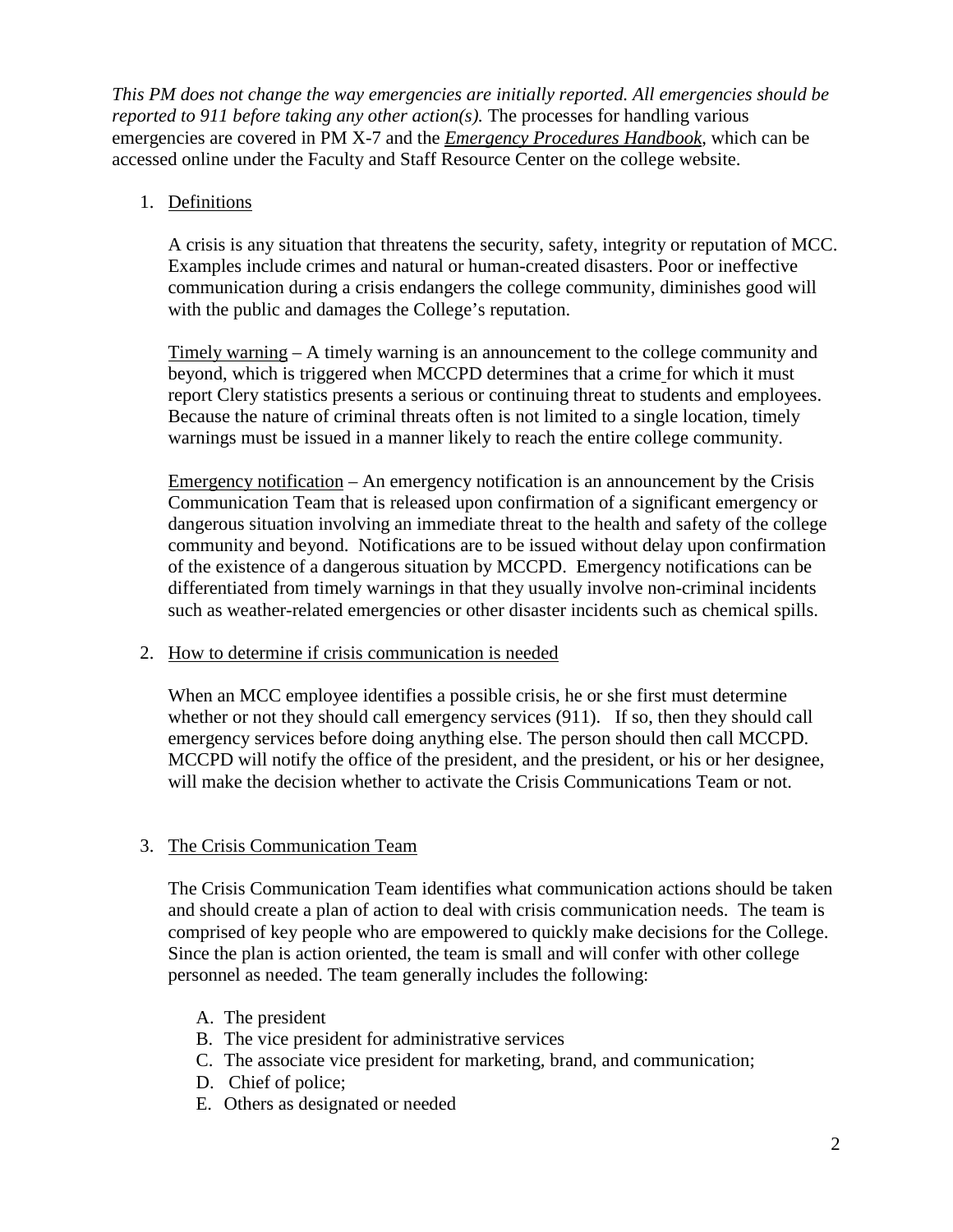*This PM does not change the way emergencies are initially reported. All emergencies should be reported to 911 before taking any other action(s).* The processes for handling various emergencies are covered in PM X-7 and the ***Emergency Procedures Handbook***, which can be accessed online under the Faculty and Staff Resource Center on the college website.

1. Definitions

   A crisis is any situation that threatens the security, safety, integrity or reputation of MCC. Examples include crimes and natural or human-created disasters. Poor or ineffective communication during a crisis endangers the college community, diminishes good will with the public and damages the College's reputation.

   Timely warning – A timely warning is an announcement to the college community and beyond, which is triggered when MCCPD determines that a crime for which it must report Clery statistics presents a serious or continuing threat to students and employees. Because the nature of criminal threats often is not limited to a single location, timely warnings must be issued in a manner likely to reach the entire college community.

   Emergency notification – An emergency notification is an announcement by the Crisis Communication Team that is released upon confirmation of a significant emergency or dangerous situation involving an immediate threat to the health and safety of the college community and beyond. Notifications are to be issued without delay upon confirmation of the existence of a dangerous situation by MCCPD. Emergency notifications can be differentiated from timely warnings in that they usually involve non-criminal incidents such as weather-related emergencies or other disaster incidents such as chemical spills.

2. How to determine if crisis communication is needed

   When an MCC employee identifies a possible crisis, he or she first must determine whether or not they should call emergency services (911). If so, then they should call emergency services before doing anything else. The person should then call MCCPD. MCCPD will notify the office of the president, and the president, or his or her designee, will make the decision whether to activate the Crisis Communications Team or not.

3. The Crisis Communication Team

   The Crisis Communication Team identifies what communication actions should be taken and should create a plan of action to deal with crisis communication needs. The team is comprised of key people who are empowered to quickly make decisions for the College. Since the plan is action oriented, the team is small and will confer with other college personnel as needed. The team generally includes the following:

   A. The president
   B. The vice president for administrative services
   C. The associate vice president for marketing, brand, and communication;
   D. Chief of police;
   E. Others as designated or needed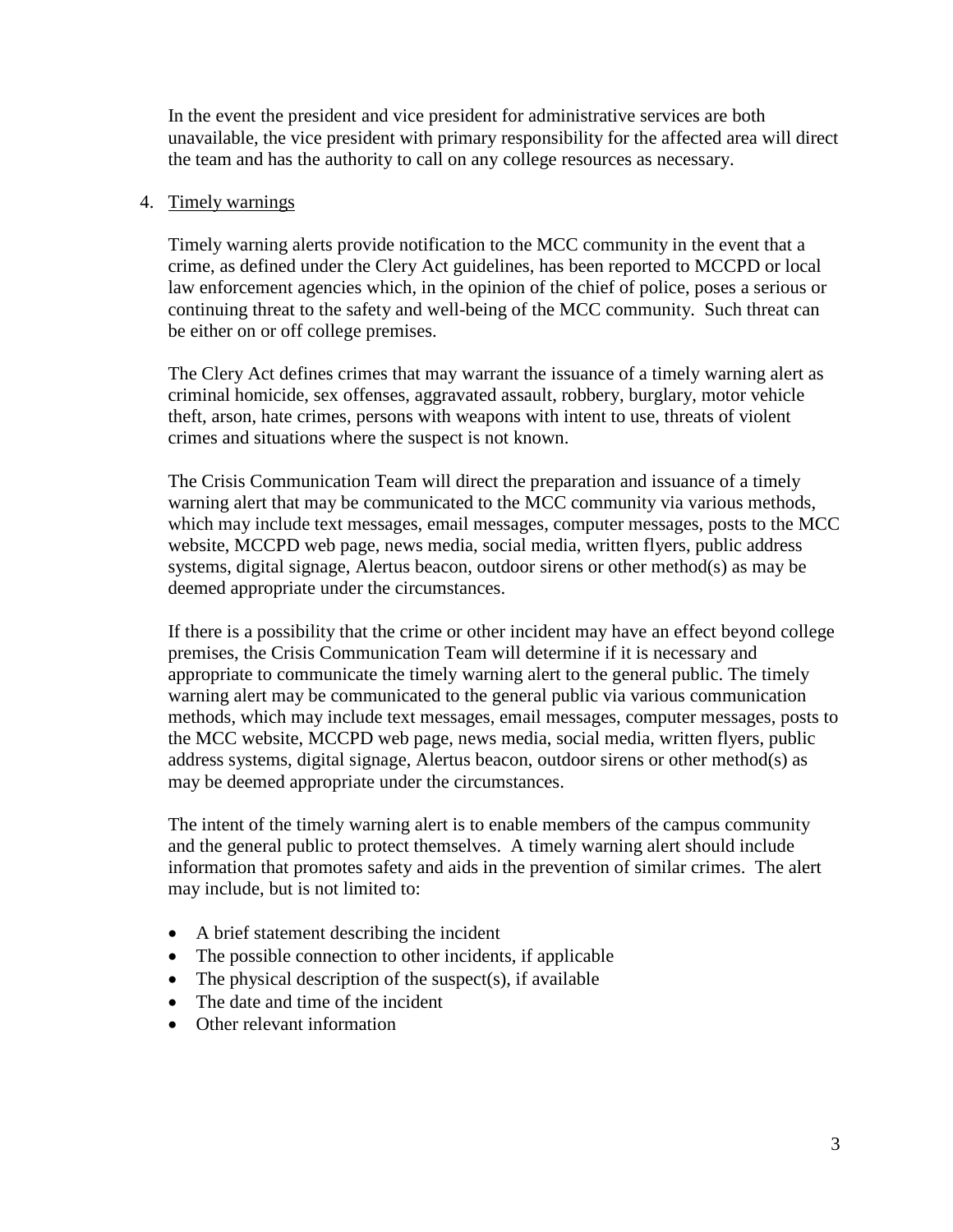In the event the president and vice president for administrative services are both unavailable, the vice president with primary responsibility for the affected area will direct the team and has the authority to call on any college resources as necessary.

4. Timely warnings

   Timely warning alerts provide notification to the MCC community in the event that a crime, as defined under the Clery Act guidelines, has been reported to MCCPD or local law enforcement agencies which, in the opinion of the chief of police, poses a serious or continuing threat to the safety and well-being of the MCC community. Such threat can be either on or off college premises.

   The Clery Act defines crimes that may warrant the issuance of a timely warning alert as criminal homicide, sex offenses, aggravated assault, robbery, burglary, motor vehicle theft, arson, hate crimes, persons with weapons with intent to use, threats of violent crimes and situations where the suspect is not known.

   The Crisis Communication Team will direct the preparation and issuance of a timely warning alert that may be communicated to the MCC community via various methods, which may include text messages, email messages, computer messages, posts to the MCC website, MCCPD web page, news media, social media, written flyers, public address systems, digital signage, Alertus beacon, outdoor sirens or other method(s) as may be deemed appropriate under the circumstances.

   If there is a possibility that the crime or other incident may have an effect beyond college premises, the Crisis Communication Team will determine if it is necessary and appropriate to communicate the timely warning alert to the general public. The timely warning alert may be communicated to the general public via various communication methods, which may include text messages, email messages, computer messages, posts to the MCC website, MCCPD web page, news media, social media, written flyers, public address systems, digital signage, Alertus beacon, outdoor sirens or other method(s) as may be deemed appropriate under the circumstances.

   The intent of the timely warning alert is to enable members of the campus community and the general public to protect themselves. A timely warning alert should include information that promotes safety and aids in the prevention of similar crimes. The alert may include, but is not limited to:

   - A brief statement describing the incident
   - The possible connection to other incidents, if applicable
   - The physical description of the suspect(s), if available
   - The date and time of the incident
   - Other relevant information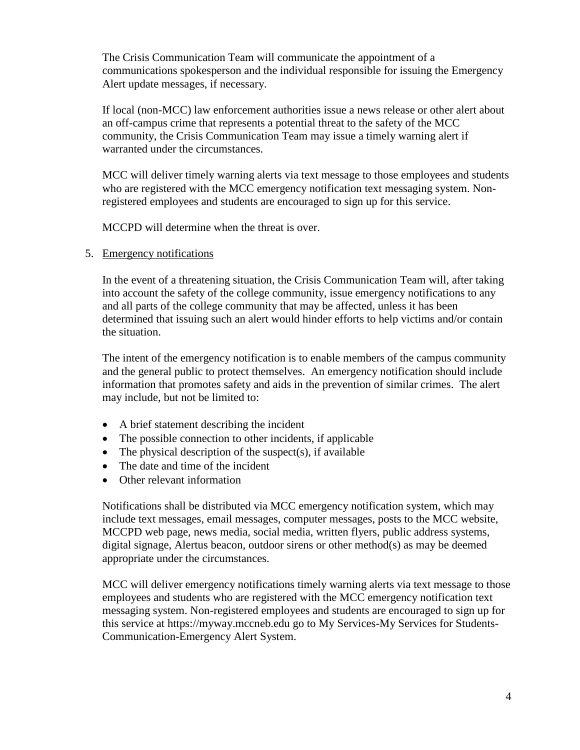The Crisis Communication Team will communicate the appointment of a communications spokesperson and the individual responsible for issuing the Emergency Alert update messages, if necessary.

If local (non-MCC) law enforcement authorities issue a news release or other alert about an off-campus crime that represents a potential threat to the safety of the MCC community, the Crisis Communication Team may issue a timely warning alert if warranted under the circumstances.

MCC will deliver timely warning alerts via text message to those employees and students who are registered with the MCC emergency notification text messaging system. Non-registered employees and students are encouraged to sign up for this service.

MCCPD will determine when the threat is over.

5. Emergency notifications

In the event of a threatening situation, the Crisis Communication Team will, after taking into account the safety of the college community, issue emergency notifications to any and all parts of the college community that may be affected, unless it has been determined that issuing such an alert would hinder efforts to help victims and/or contain the situation.

The intent of the emergency notification is to enable members of the campus community and the general public to protect themselves. An emergency notification should include information that promotes safety and aids in the prevention of similar crimes. The alert may include, but not be limited to:

- A brief statement describing the incident
- The possible connection to other incidents, if applicable
- The physical description of the suspect(s), if available
- The date and time of the incident
- Other relevant information

Notifications shall be distributed via MCC emergency notification system, which may include text messages, email messages, computer messages, posts to the MCC website, MCCPD web page, news media, social media, written flyers, public address systems, digital signage, Alertus beacon, outdoor sirens or other method(s) as may be deemed appropriate under the circumstances.

MCC will deliver emergency notifications timely warning alerts via text message to those employees and students who are registered with the MCC emergency notification text messaging system. Non-registered employees and students are encouraged to sign up for this service at https://myway.mccneb.edu go to My Services-My Services for Students-Communication-Emergency Alert System.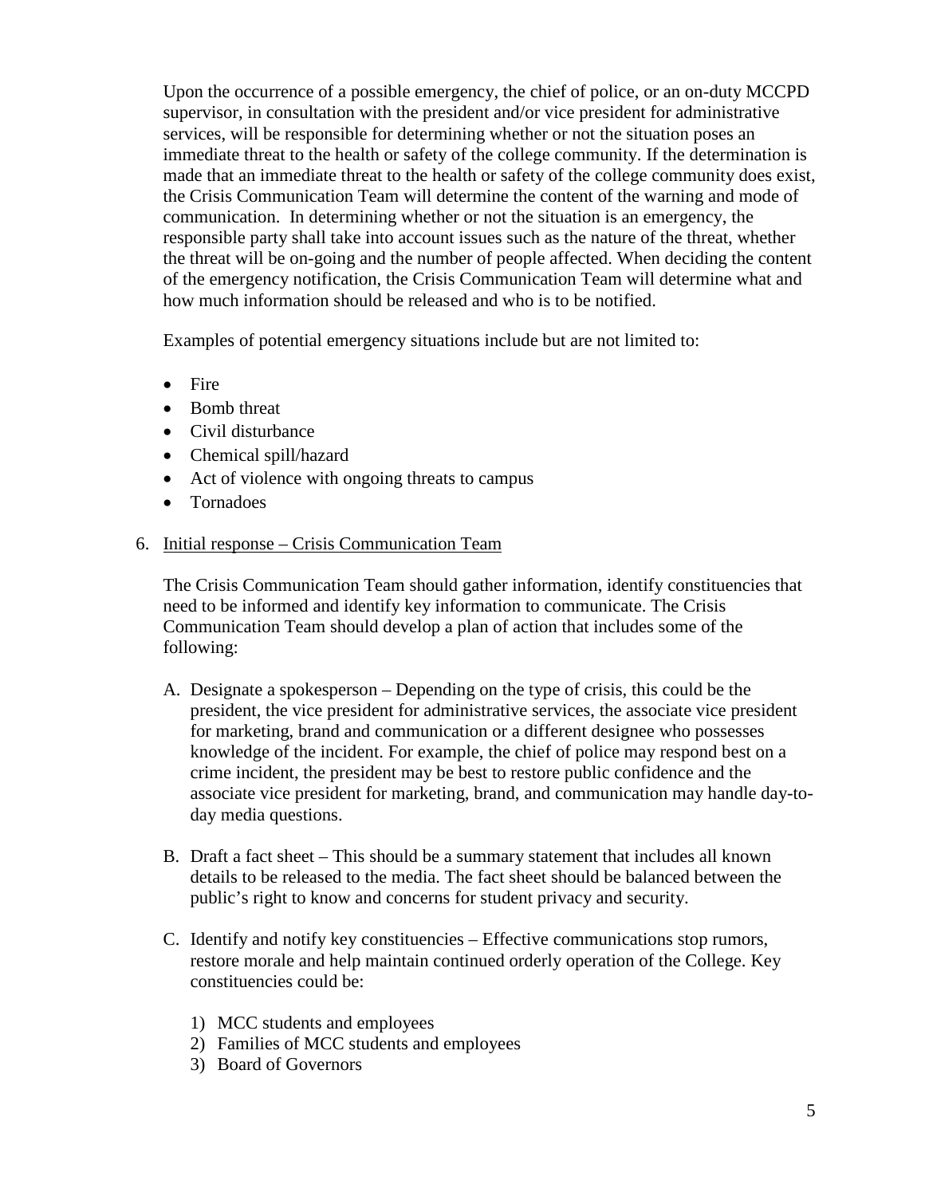Upon the occurrence of a possible emergency, the chief of police, or an on-duty MCCPD supervisor, in consultation with the president and/or vice president for administrative services, will be responsible for determining whether or not the situation poses an immediate threat to the health or safety of the college community. If the determination is made that an immediate threat to the health or safety of the college community does exist, the Crisis Communication Team will determine the content of the warning and mode of communication. In determining whether or not the situation is an emergency, the responsible party shall take into account issues such as the nature of the threat, whether the threat will be on-going and the number of people affected. When deciding the content of the emergency notification, the Crisis Communication Team will determine what and how much information should be released and who is to be notified.

Examples of potential emergency situations include but are not limited to:

- Fire
- Bomb threat
- Civil disturbance
- Chemical spill/hazard
- Act of violence with ongoing threats to campus
- Tornadoes

6. Initial response – Crisis Communication Team

   The Crisis Communication Team should gather information, identify constituencies that need to be informed and identify key information to communicate. The Crisis Communication Team should develop a plan of action that includes some of the following:

   A. Designate a spokesperson – Depending on the type of crisis, this could be the president, the vice president for administrative services, the associate vice president for marketing, brand and communication or a different designee who possesses knowledge of the incident. For example, the chief of police may respond best on a crime incident, the president may be best to restore public confidence and the associate vice president for marketing, brand, and communication may handle day-to-day media questions.

   B. Draft a fact sheet – This should be a summary statement that includes all known details to be released to the media. The fact sheet should be balanced between the public's right to know and concerns for student privacy and security.

   C. Identify and notify key constituencies – Effective communications stop rumors, restore morale and help maintain continued orderly operation of the College. Key constituencies could be:

      1) MCC students and employees
      2) Families of MCC students and employees
      3) Board of Governors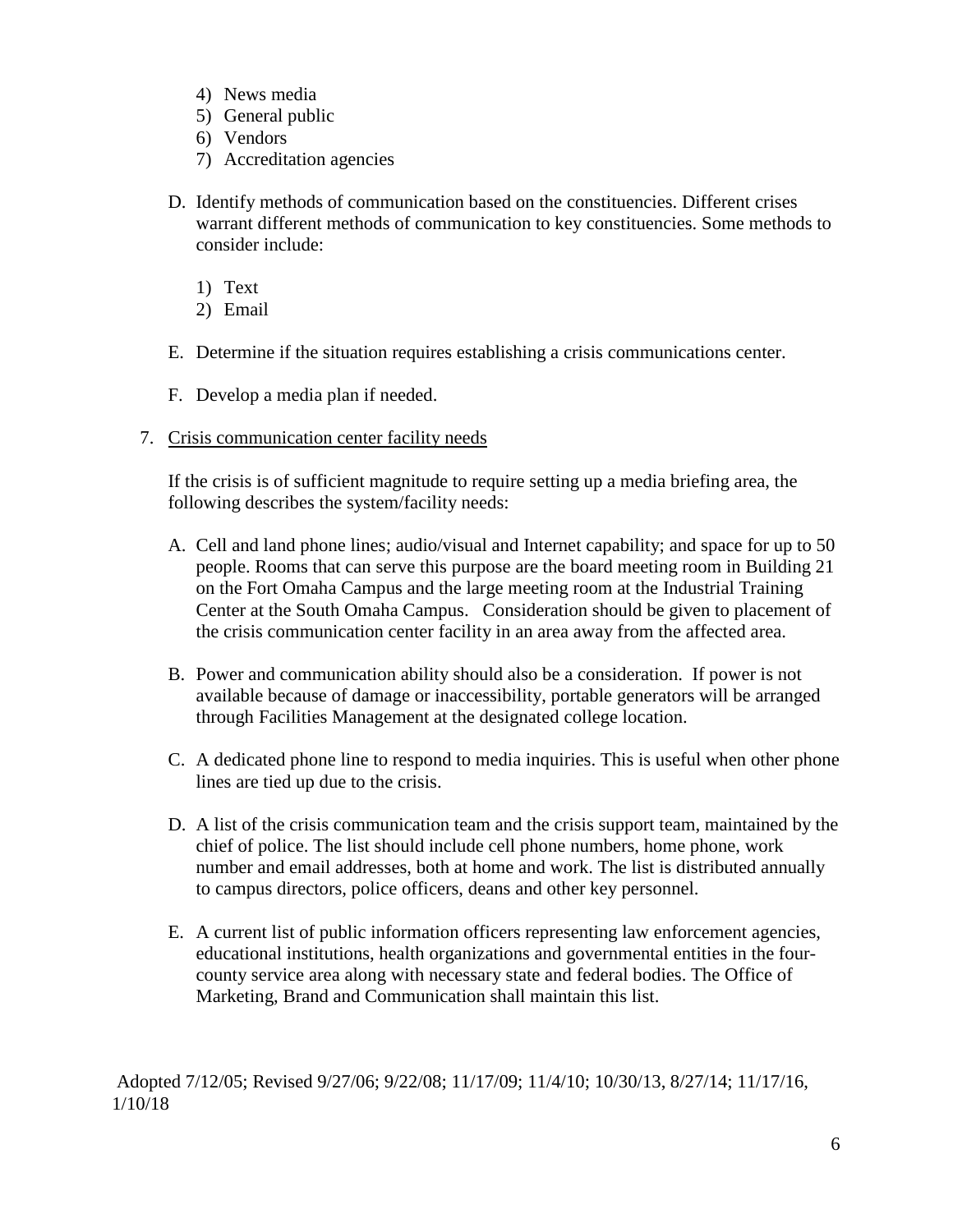4) News media
5) General public
6) Vendors
7) Accreditation agencies

D. Identify methods of communication based on the constituencies. Different crises warrant different methods of communication to key constituencies. Some methods to consider include:

   1) Text
   2) Email

E. Determine if the situation requires establishing a crisis communications center.

F. Develop a media plan if needed.

7. <u>Crisis communication center facility needs</u>

   If the crisis is of sufficient magnitude to require setting up a media briefing area, the following describes the system/facility needs:

   A. Cell and land phone lines; audio/visual and Internet capability; and space for up to 50 people. Rooms that can serve this purpose are the board meeting room in Building 21 on the Fort Omaha Campus and the large meeting room at the Industrial Training Center at the South Omaha Campus. Consideration should be given to placement of the crisis communication center facility in an area away from the affected area.

   B. Power and communication ability should also be a consideration. If power is not available because of damage or inaccessibility, portable generators will be arranged through Facilities Management at the designated college location.

   C. A dedicated phone line to respond to media inquiries. This is useful when other phone lines are tied up due to the crisis.

   D. A list of the crisis communication team and the crisis support team, maintained by the chief of police. The list should include cell phone numbers, home phone, work number and email addresses, both at home and work. The list is distributed annually to campus directors, police officers, deans and other key personnel.

   E. A current list of public information officers representing law enforcement agencies, educational institutions, health organizations and governmental entities in the four-county service area along with necessary state and federal bodies. The Office of Marketing, Brand and Communication shall maintain this list.

Adopted 7/12/05; Revised 9/27/06; 9/22/08; 11/17/09; 11/4/10; 10/30/13, 8/27/14; 11/17/16, 1/10/18